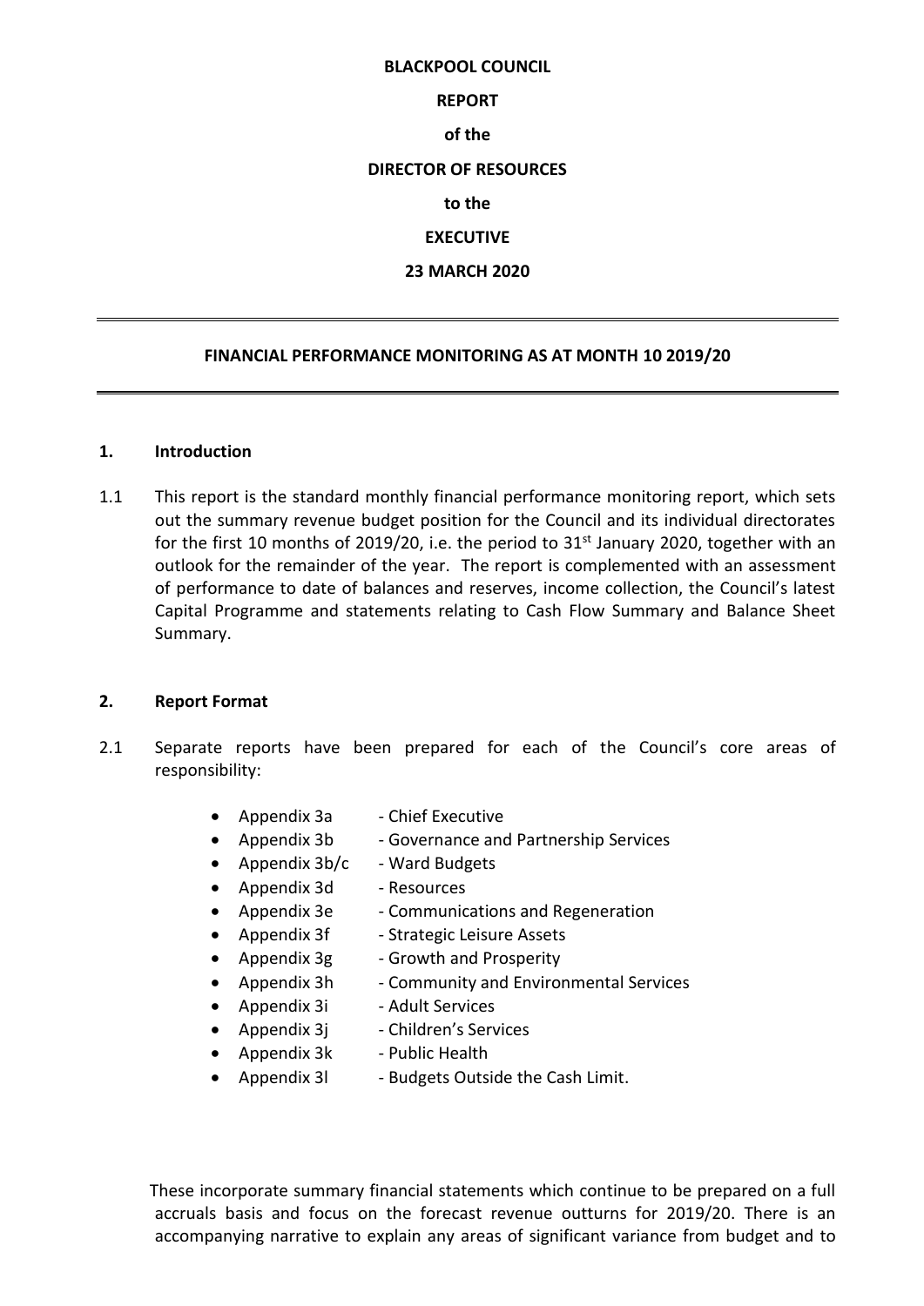**BLACKPOOL COUNCIL**

**REPORT**

**of the**

**DIRECTOR OF RESOURCES**

**to the**

**EXECUTIVE**

**23 MARCH 2020**

---

## FINANCIAL PERFORMANCE MONITORING AS AT MONTH 10 2019/20

---

## 1. Introduction

1.1 This report is the standard monthly financial performance monitoring report, which sets out the summary revenue budget position for the Council and its individual directorates for the first 10 months of 2019/20, i.e. the period to 31st January 2020, together with an outlook for the remainder of the year. The report is complemented with an assessment of performance to date of balances and reserves, income collection, the Council's latest Capital Programme and statements relating to Cash Flow Summary and Balance Sheet Summary.

## 2. Report Format

2.1 Separate reports have been prepared for each of the Council's core areas of responsibility:

- Appendix 3a - Chief Executive
- Appendix 3b - Governance and Partnership Services
- Appendix 3b/c - Ward Budgets
- Appendix 3d - Resources
- Appendix 3e - Communications and Regeneration
- Appendix 3f - Strategic Leisure Assets
- Appendix 3g - Growth and Prosperity
- Appendix 3h - Community and Environmental Services
- Appendix 3i - Adult Services
- Appendix 3j - Children's Services
- Appendix 3k - Public Health
- Appendix 3l - Budgets Outside the Cash Limit.

These incorporate summary financial statements which continue to be prepared on a full accruals basis and focus on the forecast revenue outturns for 2019/20. There is an accompanying narrative to explain any areas of significant variance from budget and to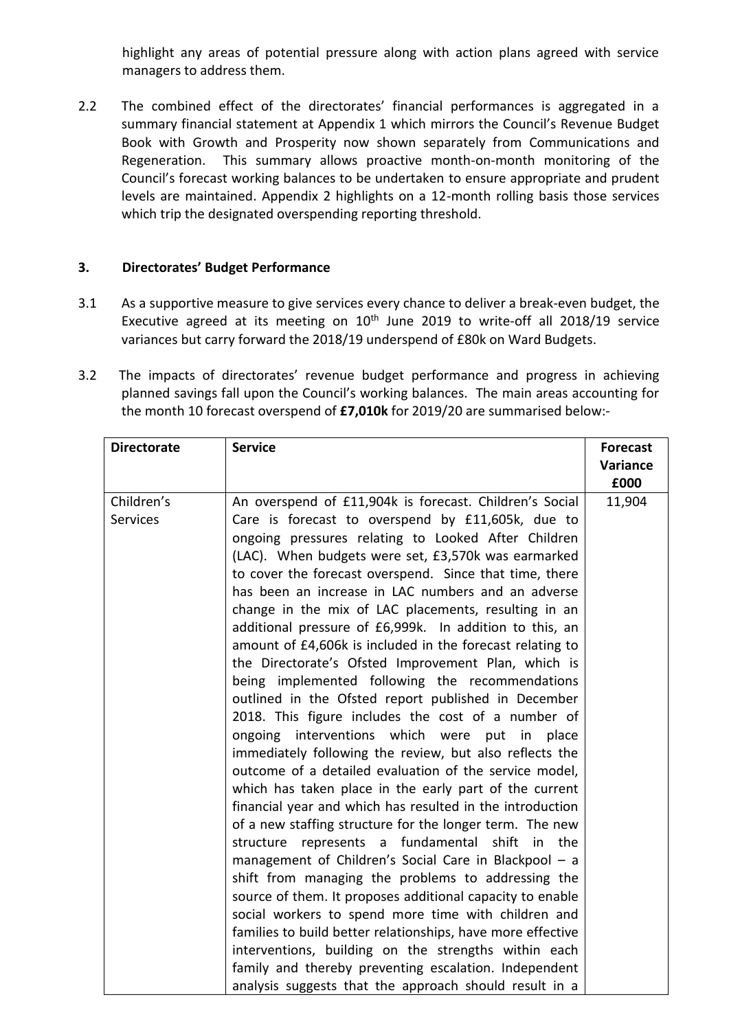highlight any areas of potential pressure along with action plans agreed with service managers to address them.

2.2 The combined effect of the directorates' financial performances is aggregated in a summary financial statement at Appendix 1 which mirrors the Council's Revenue Budget Book with Growth and Prosperity now shown separately from Communications and Regeneration. This summary allows proactive month-on-month monitoring of the Council's forecast working balances to be undertaken to ensure appropriate and prudent levels are maintained. Appendix 2 highlights on a 12-month rolling basis those services which trip the designated overspending reporting threshold.

## 3. Directorates' Budget Performance

3.1 As a supportive measure to give services every chance to deliver a break-even budget, the Executive agreed at its meeting on 10th June 2019 to write-off all 2018/19 service variances but carry forward the 2018/19 underspend of £80k on Ward Budgets.

3.2 The impacts of directorates' revenue budget performance and progress in achieving planned savings fall upon the Council's working balances. The main areas accounting for the month 10 forecast overspend of **£7,010k** for 2019/20 are summarised below:-

| **Directorate** | **Service** | **Forecast Variance £000** |
|---|---|---|
| Children's Services | An overspend of £11,904k is forecast. Children's Social Care is forecast to overspend by £11,605k, due to ongoing pressures relating to Looked After Children (LAC). When budgets were set, £3,570k was earmarked to cover the forecast overspend. Since that time, there has been an increase in LAC numbers and an adverse change in the mix of LAC placements, resulting in an additional pressure of £6,999k. In addition to this, an amount of £4,606k is included in the forecast relating to the Directorate's Ofsted Improvement Plan, which is being implemented following the recommendations outlined in the Ofsted report published in December 2018. This figure includes the cost of a number of ongoing interventions which were put in place immediately following the review, but also reflects the outcome of a detailed evaluation of the service model, which has taken place in the early part of the current financial year and which has resulted in the introduction of a new staffing structure for the longer term. The new structure represents a fundamental shift in the management of Children's Social Care in Blackpool – a shift from managing the problems to addressing the source of them. It proposes additional capacity to enable social workers to spend more time with children and families to build better relationships, have more effective interventions, building on the strengths within each family and thereby preventing escalation. Independent analysis suggests that the approach should result in a | 11,904 |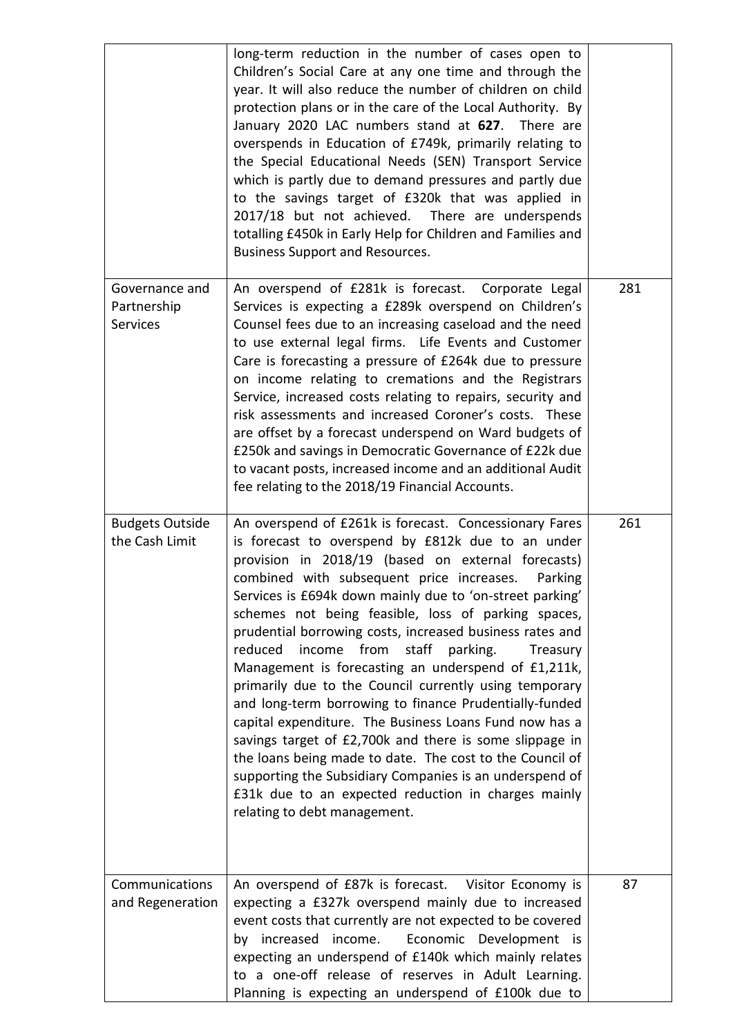| | | |
|---|---|---|
| | long-term reduction in the number of cases open to Children's Social Care at any one time and through the year. It will also reduce the number of children on child protection plans or in the care of the Local Authority. By January 2020 LAC numbers stand at **627**. There are overspends in Education of £749k, primarily relating to the Special Educational Needs (SEN) Transport Service which is partly due to demand pressures and partly due to the savings target of £320k that was applied in 2017/18 but not achieved. There are underspends totalling £450k in Early Help for Children and Families and Business Support and Resources. | |
| Governance and Partnership Services | An overspend of £281k is forecast. Corporate Legal Services is expecting a £289k overspend on Children's Counsel fees due to an increasing caseload and the need to use external legal firms. Life Events and Customer Care is forecasting a pressure of £264k due to pressure on income relating to cremations and the Registrars Service, increased costs relating to repairs, security and risk assessments and increased Coroner's costs. These are offset by a forecast underspend on Ward budgets of £250k and savings in Democratic Governance of £22k due to vacant posts, increased income and an additional Audit fee relating to the 2018/19 Financial Accounts. | 281 |
| Budgets Outside the Cash Limit | An overspend of £261k is forecast. Concessionary Fares is forecast to overspend by £812k due to an under provision in 2018/19 (based on external forecasts) combined with subsequent price increases. Parking Services is £694k down mainly due to 'on-street parking' schemes not being feasible, loss of parking spaces, prudential borrowing costs, increased business rates and reduced income from staff parking. Treasury Management is forecasting an underspend of £1,211k, primarily due to the Council currently using temporary and long-term borrowing to finance Prudentially-funded capital expenditure. The Business Loans Fund now has a savings target of £2,700k and there is some slippage in the loans being made to date. The cost to the Council of supporting the Subsidiary Companies is an underspend of £31k due to an expected reduction in charges mainly relating to debt management. | 261 |
| Communications and Regeneration | An overspend of £87k is forecast. Visitor Economy is expecting a £327k overspend mainly due to increased event costs that currently are not expected to be covered by increased income. Economic Development is expecting an underspend of £140k which mainly relates to a one-off release of reserves in Adult Learning. Planning is expecting an underspend of £100k due to | 87 |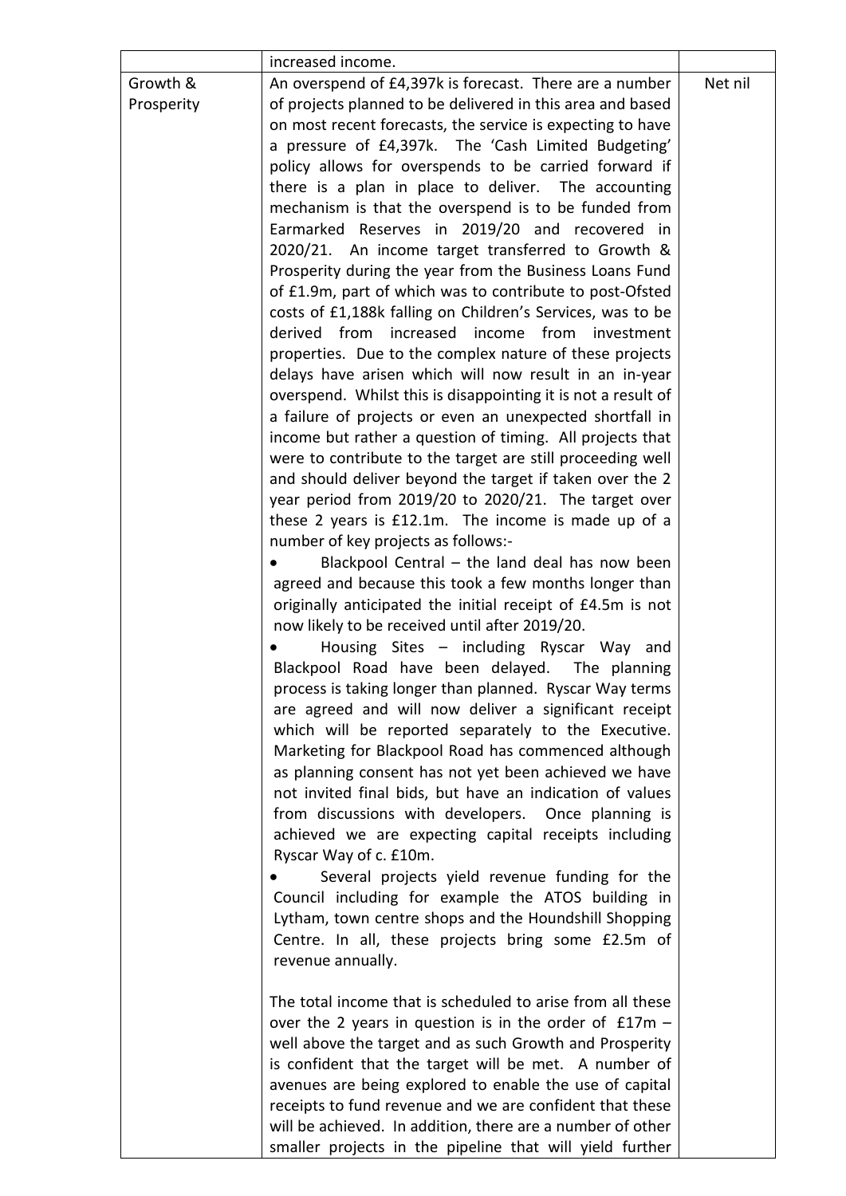| | | |
|---|---|---|
| | increased income. | |
| Growth & Prosperity | An overspend of £4,397k is forecast. There are a number of projects planned to be delivered in this area and based on most recent forecasts, the service is expecting to have a pressure of £4,397k. The 'Cash Limited Budgeting' policy allows for overspends to be carried forward if there is a plan in place to deliver. The accounting mechanism is that the overspend is to be funded from Earmarked Reserves in 2019/20 and recovered in 2020/21. An income target transferred to Growth & Prosperity during the year from the Business Loans Fund of £1.9m, part of which was to contribute to post-Ofsted costs of £1,188k falling on Children's Services, was to be derived from increased income from investment properties. Due to the complex nature of these projects delays have arisen which will now result in an in-year overspend. Whilst this is disappointing it is not a result of a failure of projects or even an unexpected shortfall in income but rather a question of timing. All projects that were to contribute to the target are still proceeding well and should deliver beyond the target if taken over the 2 year period from 2019/20 to 2020/21. The target over these 2 years is £12.1m. The income is made up of a number of key projects as follows:-<br>• Blackpool Central – the land deal has now been agreed and because this took a few months longer than originally anticipated the initial receipt of £4.5m is not now likely to be received until after 2019/20.<br>• Housing Sites – including Ryscar Way and Blackpool Road have been delayed. The planning process is taking longer than planned. Ryscar Way terms are agreed and will now deliver a significant receipt which will be reported separately to the Executive. Marketing for Blackpool Road has commenced although as planning consent has not yet been achieved we have not invited final bids, but have an indication of values from discussions with developers. Once planning is achieved we are expecting capital receipts including Ryscar Way of c. £10m.<br>• Several projects yield revenue funding for the Council including for example the ATOS building in Lytham, town centre shops and the Houndshill Shopping Centre. In all, these projects bring some £2.5m of revenue annually.<br><br>The total income that is scheduled to arise from all these over the 2 years in question is in the order of £17m – well above the target and as such Growth and Prosperity is confident that the target will be met. A number of avenues are being explored to enable the use of capital receipts to fund revenue and we are confident that these will be achieved. In addition, there are a number of other smaller projects in the pipeline that will yield further | Net nil |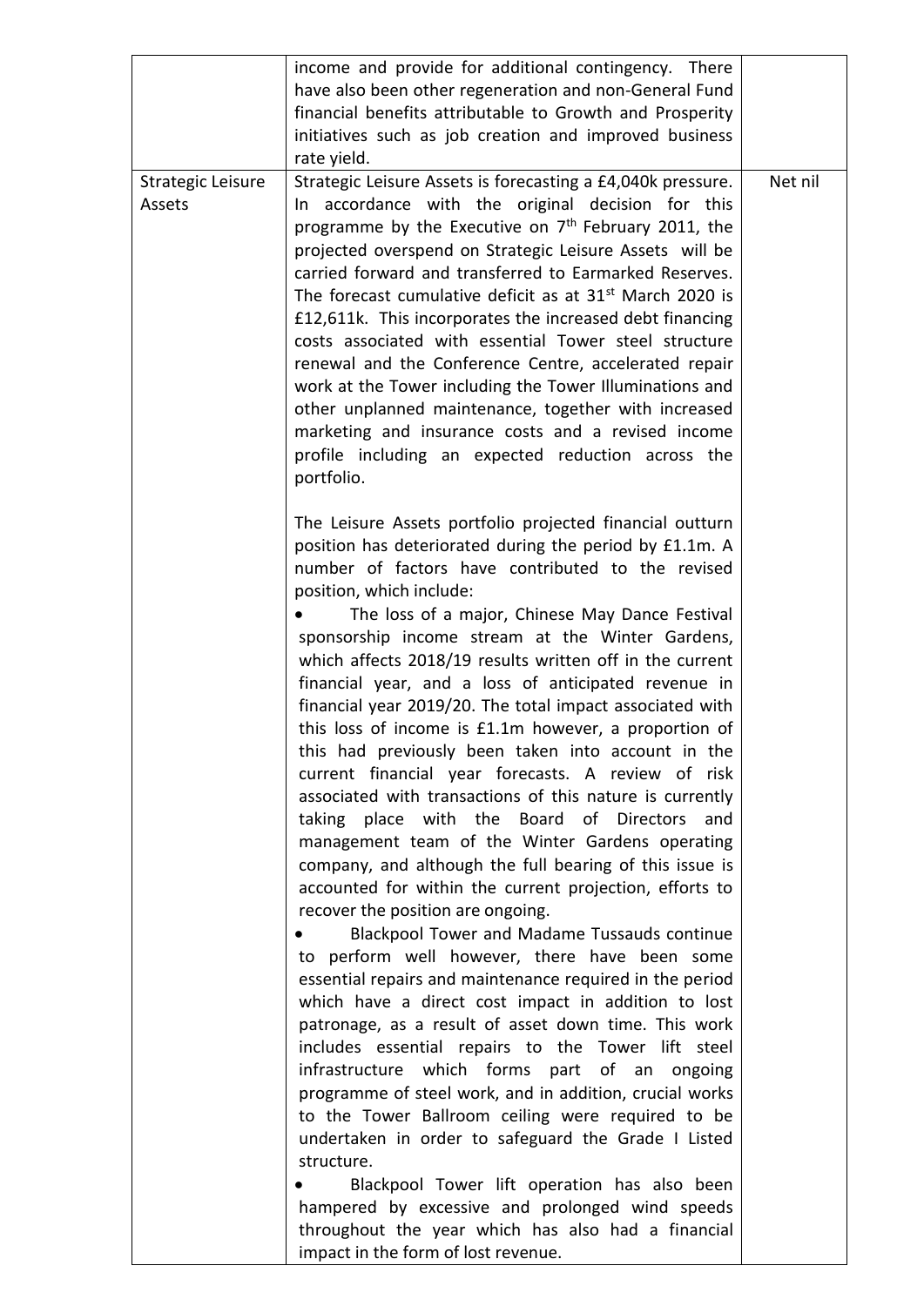| | | |
|---|---|---|
| | income and provide for additional contingency. There have also been other regeneration and non-General Fund financial benefits attributable to Growth and Prosperity initiatives such as job creation and improved business rate yield. | |
| Strategic Leisure Assets | Strategic Leisure Assets is forecasting a £4,040k pressure. In accordance with the original decision for this programme by the Executive on 7th February 2011, the projected overspend on Strategic Leisure Assets will be carried forward and transferred to Earmarked Reserves. The forecast cumulative deficit as at 31st March 2020 is £12,611k. This incorporates the increased debt financing costs associated with essential Tower steel structure renewal and the Conference Centre, accelerated repair work at the Tower including the Tower Illuminations and other unplanned maintenance, together with increased marketing and insurance costs and a revised income profile including an expected reduction across the portfolio.<br><br>The Leisure Assets portfolio projected financial outturn position has deteriorated during the period by £1.1m. A number of factors have contributed to the revised position, which include:<br>• The loss of a major, Chinese May Dance Festival sponsorship income stream at the Winter Gardens, which affects 2018/19 results written off in the current financial year, and a loss of anticipated revenue in financial year 2019/20. The total impact associated with this loss of income is £1.1m however, a proportion of this had previously been taken into account in the current financial year forecasts. A review of risk associated with transactions of this nature is currently taking place with the Board of Directors and management team of the Winter Gardens operating company, and although the full bearing of this issue is accounted for within the current projection, efforts to recover the position are ongoing.<br>• Blackpool Tower and Madame Tussauds continue to perform well however, there have been some essential repairs and maintenance required in the period which have a direct cost impact in addition to lost patronage, as a result of asset down time. This work includes essential repairs to the Tower lift steel infrastructure which forms part of an ongoing programme of steel work, and in addition, crucial works to the Tower Ballroom ceiling were required to be undertaken in order to safeguard the Grade I Listed structure.<br>• Blackpool Tower lift operation has also been hampered by excessive and prolonged wind speeds throughout the year which has also had a financial impact in the form of lost revenue. | Net nil |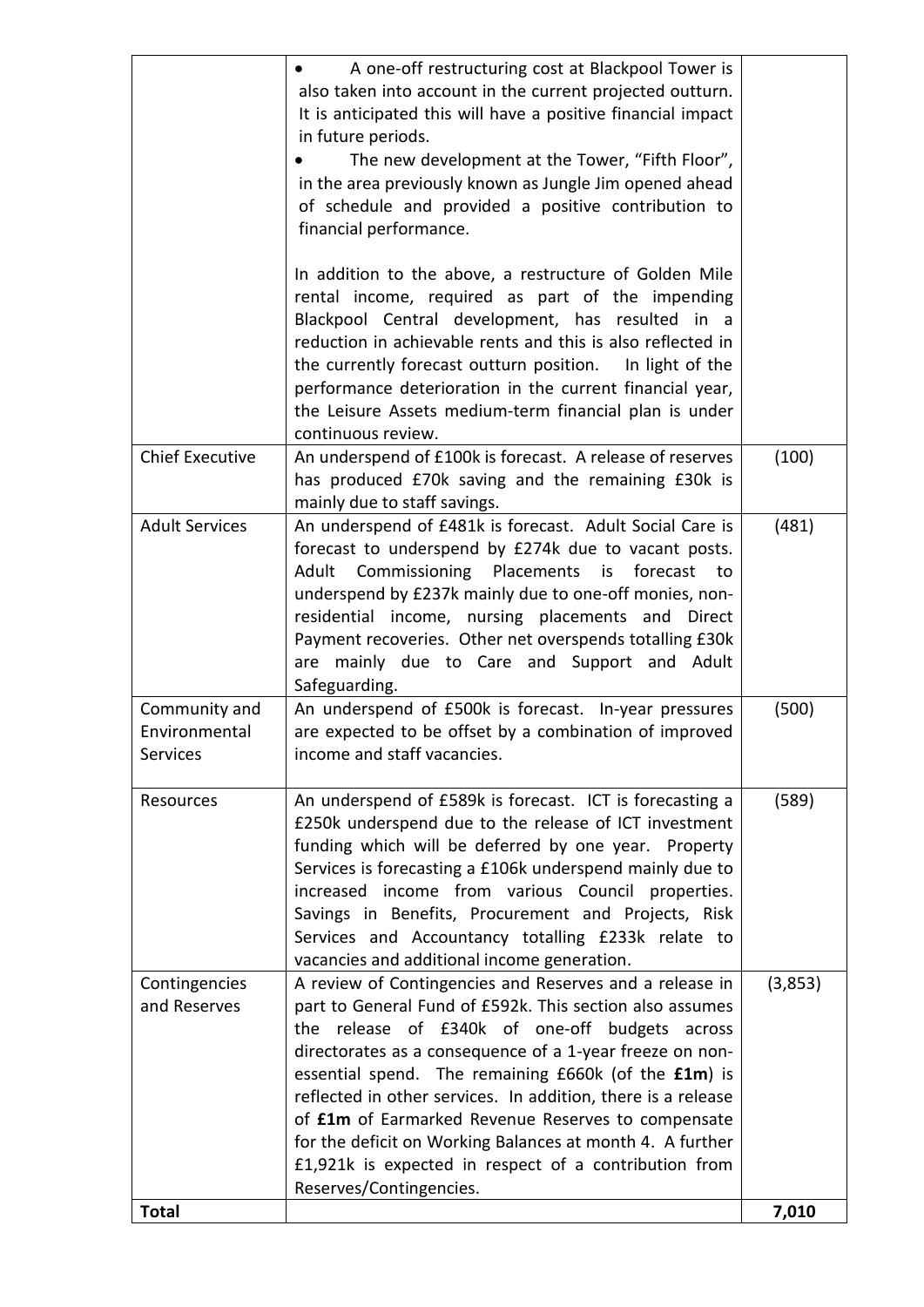| | | |
|---|---|---|
| | • A one-off restructuring cost at Blackpool Tower is also taken into account in the current projected outturn. It is anticipated this will have a positive financial impact in future periods.<br>• The new development at the Tower, "Fifth Floor", in the area previously known as Jungle Jim opened ahead of schedule and provided a positive contribution to financial performance.<br><br>In addition to the above, a restructure of Golden Mile rental income, required as part of the impending Blackpool Central development, has resulted in a reduction in achievable rents and this is also reflected in the currently forecast outturn position. In light of the performance deterioration in the current financial year, the Leisure Assets medium-term financial plan is under continuous review. | |
| Chief Executive | An underspend of £100k is forecast. A release of reserves has produced £70k saving and the remaining £30k is mainly due to staff savings. | (100) |
| Adult Services | An underspend of £481k is forecast. Adult Social Care is forecast to underspend by £274k due to vacant posts. Adult Commissioning Placements is forecast to underspend by £237k mainly due to one-off monies, non-residential income, nursing placements and Direct Payment recoveries. Other net overspends totalling £30k are mainly due to Care and Support and Adult Safeguarding. | (481) |
| Community and Environmental Services | An underspend of £500k is forecast. In-year pressures are expected to be offset by a combination of improved income and staff vacancies. | (500) |
| Resources | An underspend of £589k is forecast. ICT is forecasting a £250k underspend due to the release of ICT investment funding which will be deferred by one year. Property Services is forecasting a £106k underspend mainly due to increased income from various Council properties. Savings in Benefits, Procurement and Projects, Risk Services and Accountancy totalling £233k relate to vacancies and additional income generation. | (589) |
| Contingencies and Reserves | A review of Contingencies and Reserves and a release in part to General Fund of £592k. This section also assumes the release of £340k of one-off budgets across directorates as a consequence of a 1-year freeze on non-essential spend. The remaining £660k (of the **£1m**) is reflected in other services. In addition, there is a release of **£1m** of Earmarked Revenue Reserves to compensate for the deficit on Working Balances at month 4. A further £1,921k is expected in respect of a contribution from Reserves/Contingencies. | (3,853) |
| **Total** | | **7,010** |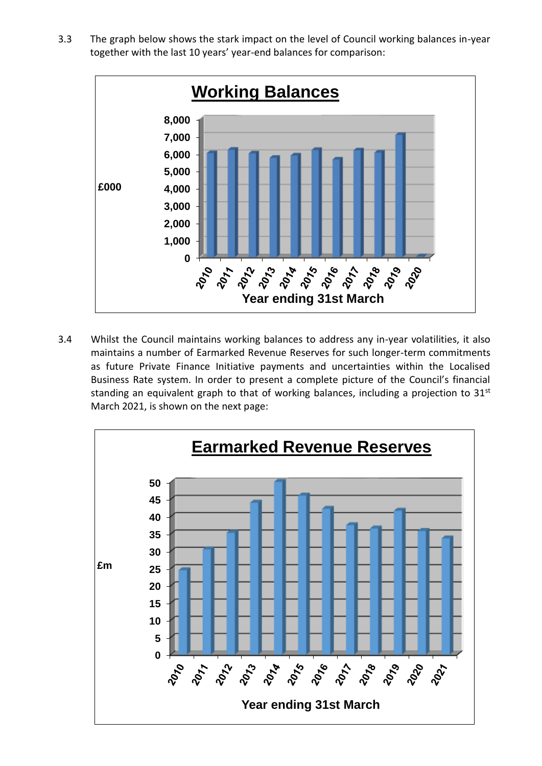3.3 The graph below shows the stark impact on the level of Council working balances in-year together with the last 10 years' year-end balances for comparison:

**Working Balances**

£000

Year ending 31st March

3.4 Whilst the Council maintains working balances to address any in-year volatilities, it also maintains a number of Earmarked Revenue Reserves for such longer-term commitments as future Private Finance Initiative payments and uncertainties within the Localised Business Rate system. In order to present a complete picture of the Council's financial standing an equivalent graph to that of working balances, including a projection to 31st March 2021, is shown on the next page:

**Earmarked Revenue Reserves**

£m

Year ending 31st March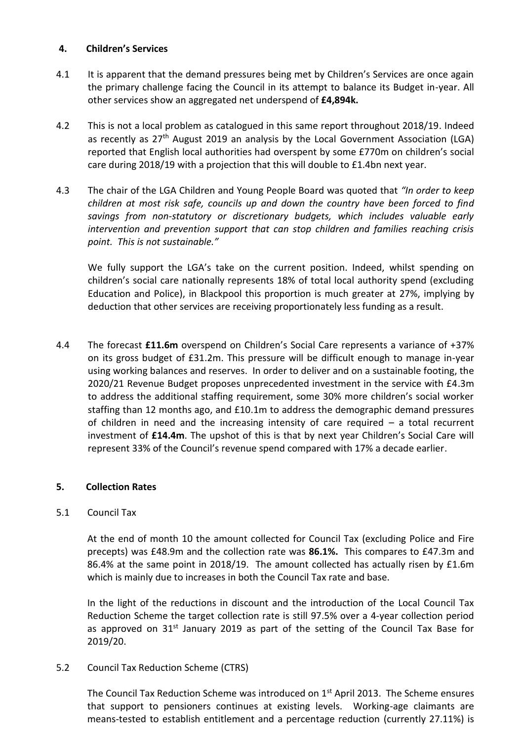## 4. Children's Services

4.1 It is apparent that the demand pressures being met by Children's Services are once again the primary challenge facing the Council in its attempt to balance its Budget in-year. All other services show an aggregated net underspend of **£4,894k.**

4.2 This is not a local problem as catalogued in this same report throughout 2018/19. Indeed as recently as 27th August 2019 an analysis by the Local Government Association (LGA) reported that English local authorities had overspent by some £770m on children's social care during 2018/19 with a projection that this will double to £1.4bn next year.

4.3 The chair of the LGA Children and Young People Board was quoted that *"In order to keep children at most risk safe, councils up and down the country have been forced to find savings from non-statutory or discretionary budgets, which includes valuable early intervention and prevention support that can stop children and families reaching crisis point. This is not sustainable."*

We fully support the LGA's take on the current position. Indeed, whilst spending on children's social care nationally represents 18% of total local authority spend (excluding Education and Police), in Blackpool this proportion is much greater at 27%, implying by deduction that other services are receiving proportionately less funding as a result.

4.4 The forecast **£11.6m** overspend on Children's Social Care represents a variance of +37% on its gross budget of £31.2m. This pressure will be difficult enough to manage in-year using working balances and reserves. In order to deliver and on a sustainable footing, the 2020/21 Revenue Budget proposes unprecedented investment in the service with £4.3m to address the additional staffing requirement, some 30% more children's social worker staffing than 12 months ago, and £10.1m to address the demographic demand pressures of children in need and the increasing intensity of care required – a total recurrent investment of **£14.4m**. The upshot of this is that by next year Children's Social Care will represent 33% of the Council's revenue spend compared with 17% a decade earlier.

## 5. Collection Rates

5.1 Council Tax

At the end of month 10 the amount collected for Council Tax (excluding Police and Fire precepts) was £48.9m and the collection rate was **86.1%.** This compares to £47.3m and 86.4% at the same point in 2018/19. The amount collected has actually risen by £1.6m which is mainly due to increases in both the Council Tax rate and base.

In the light of the reductions in discount and the introduction of the Local Council Tax Reduction Scheme the target collection rate is still 97.5% over a 4-year collection period as approved on 31st January 2019 as part of the setting of the Council Tax Base for 2019/20.

5.2 Council Tax Reduction Scheme (CTRS)

The Council Tax Reduction Scheme was introduced on 1st April 2013. The Scheme ensures that support to pensioners continues at existing levels. Working-age claimants are means-tested to establish entitlement and a percentage reduction (currently 27.11%) is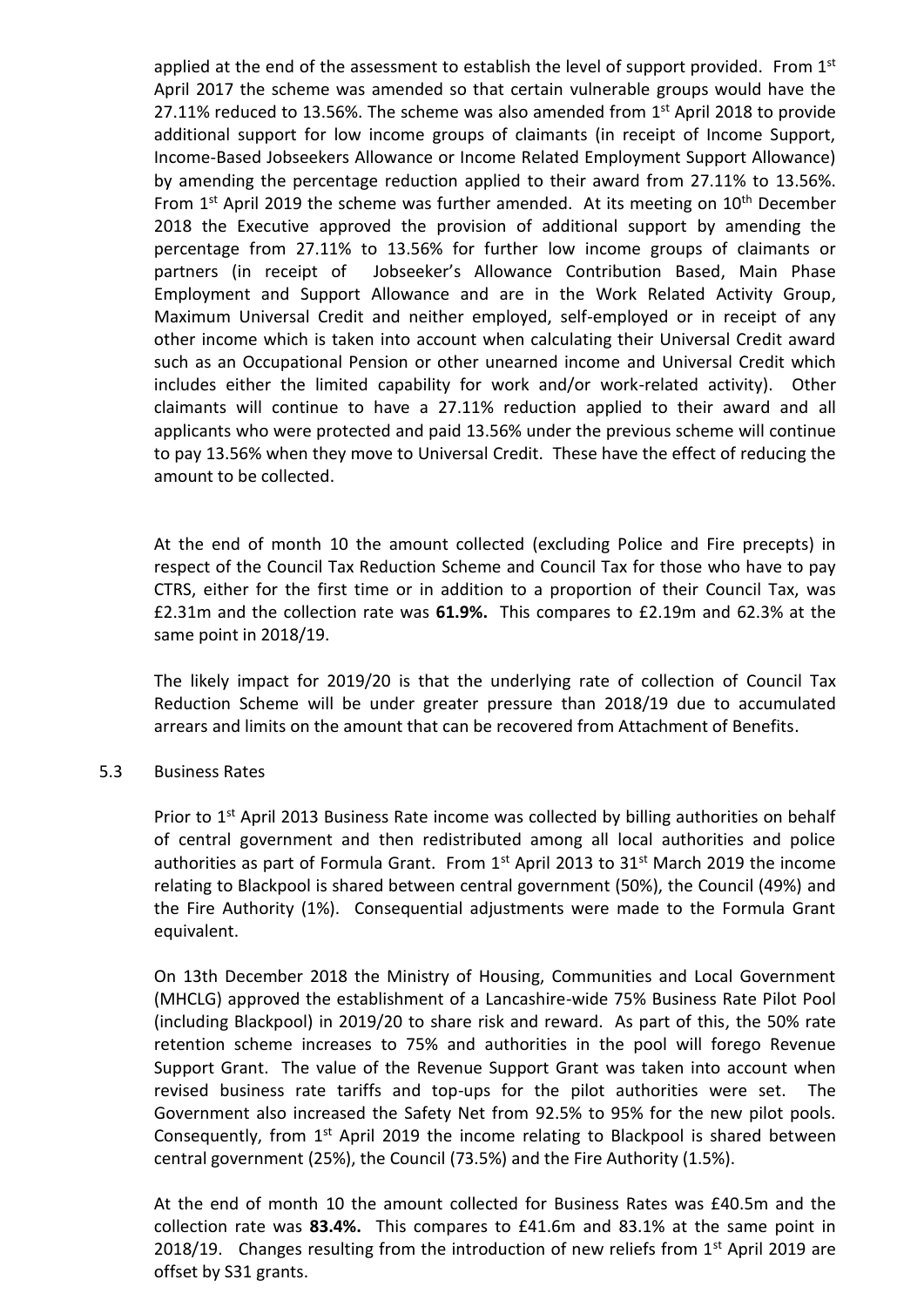applied at the end of the assessment to establish the level of support provided. From 1st April 2017 the scheme was amended so that certain vulnerable groups would have the 27.11% reduced to 13.56%. The scheme was also amended from 1st April 2018 to provide additional support for low income groups of claimants (in receipt of Income Support, Income-Based Jobseekers Allowance or Income Related Employment Support Allowance) by amending the percentage reduction applied to their award from 27.11% to 13.56%. From 1st April 2019 the scheme was further amended. At its meeting on 10th December 2018 the Executive approved the provision of additional support by amending the percentage from 27.11% to 13.56% for further low income groups of claimants or partners (in receipt of Jobseeker's Allowance Contribution Based, Main Phase Employment and Support Allowance and are in the Work Related Activity Group, Maximum Universal Credit and neither employed, self-employed or in receipt of any other income which is taken into account when calculating their Universal Credit award such as an Occupational Pension or other unearned income and Universal Credit which includes either the limited capability for work and/or work-related activity). Other claimants will continue to have a 27.11% reduction applied to their award and all applicants who were protected and paid 13.56% under the previous scheme will continue to pay 13.56% when they move to Universal Credit. These have the effect of reducing the amount to be collected.

At the end of month 10 the amount collected (excluding Police and Fire precepts) in respect of the Council Tax Reduction Scheme and Council Tax for those who have to pay CTRS, either for the first time or in addition to a proportion of their Council Tax, was £2.31m and the collection rate was **61.9%.** This compares to £2.19m and 62.3% at the same point in 2018/19.

The likely impact for 2019/20 is that the underlying rate of collection of Council Tax Reduction Scheme will be under greater pressure than 2018/19 due to accumulated arrears and limits on the amount that can be recovered from Attachment of Benefits.

5.3 Business Rates

Prior to 1st April 2013 Business Rate income was collected by billing authorities on behalf of central government and then redistributed among all local authorities and police authorities as part of Formula Grant. From 1st April 2013 to 31st March 2019 the income relating to Blackpool is shared between central government (50%), the Council (49%) and the Fire Authority (1%). Consequential adjustments were made to the Formula Grant equivalent.

On 13th December 2018 the Ministry of Housing, Communities and Local Government (MHCLG) approved the establishment of a Lancashire-wide 75% Business Rate Pilot Pool (including Blackpool) in 2019/20 to share risk and reward. As part of this, the 50% rate retention scheme increases to 75% and authorities in the pool will forego Revenue Support Grant. The value of the Revenue Support Grant was taken into account when revised business rate tariffs and top-ups for the pilot authorities were set. The Government also increased the Safety Net from 92.5% to 95% for the new pilot pools. Consequently, from 1st April 2019 the income relating to Blackpool is shared between central government (25%), the Council (73.5%) and the Fire Authority (1.5%).

At the end of month 10 the amount collected for Business Rates was £40.5m and the collection rate was **83.4%.** This compares to £41.6m and 83.1% at the same point in 2018/19. Changes resulting from the introduction of new reliefs from 1st April 2019 are offset by S31 grants.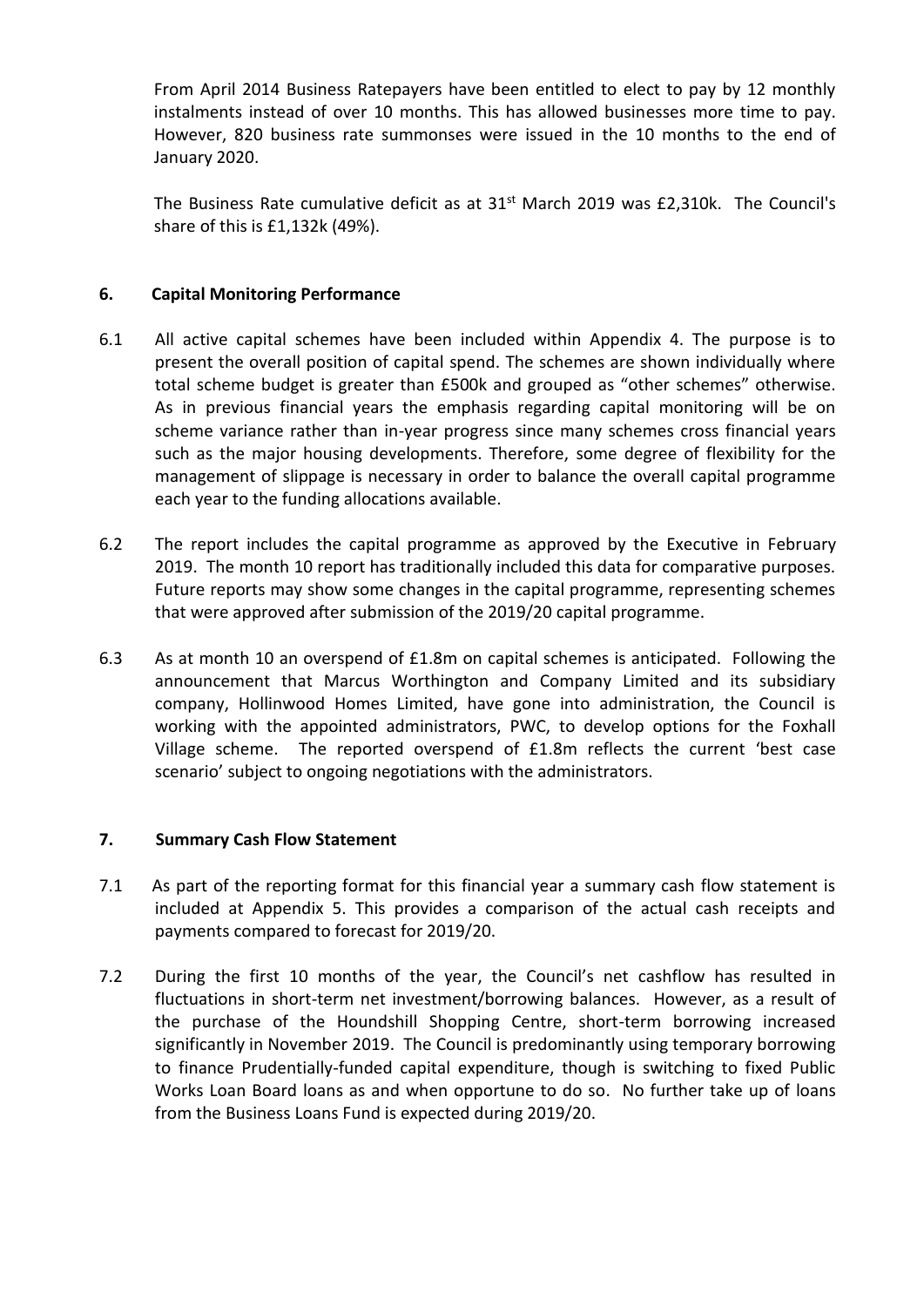From April 2014 Business Ratepayers have been entitled to elect to pay by 12 monthly instalments instead of over 10 months. This has allowed businesses more time to pay. However, 820 business rate summonses were issued in the 10 months to the end of January 2020.

The Business Rate cumulative deficit as at 31st March 2019 was £2,310k. The Council's share of this is £1,132k (49%).

## 6. Capital Monitoring Performance

6.1 All active capital schemes have been included within Appendix 4. The purpose is to present the overall position of capital spend. The schemes are shown individually where total scheme budget is greater than £500k and grouped as "other schemes" otherwise. As in previous financial years the emphasis regarding capital monitoring will be on scheme variance rather than in-year progress since many schemes cross financial years such as the major housing developments. Therefore, some degree of flexibility for the management of slippage is necessary in order to balance the overall capital programme each year to the funding allocations available.

6.2 The report includes the capital programme as approved by the Executive in February 2019. The month 10 report has traditionally included this data for comparative purposes. Future reports may show some changes in the capital programme, representing schemes that were approved after submission of the 2019/20 capital programme.

6.3 As at month 10 an overspend of £1.8m on capital schemes is anticipated. Following the announcement that Marcus Worthington and Company Limited and its subsidiary company, Hollinwood Homes Limited, have gone into administration, the Council is working with the appointed administrators, PWC, to develop options for the Foxhall Village scheme. The reported overspend of £1.8m reflects the current 'best case scenario' subject to ongoing negotiations with the administrators.

## 7. Summary Cash Flow Statement

7.1 As part of the reporting format for this financial year a summary cash flow statement is included at Appendix 5. This provides a comparison of the actual cash receipts and payments compared to forecast for 2019/20.

7.2 During the first 10 months of the year, the Council's net cashflow has resulted in fluctuations in short-term net investment/borrowing balances. However, as a result of the purchase of the Houndshill Shopping Centre, short-term borrowing increased significantly in November 2019. The Council is predominantly using temporary borrowing to finance Prudentially-funded capital expenditure, though is switching to fixed Public Works Loan Board loans as and when opportune to do so. No further take up of loans from the Business Loans Fund is expected during 2019/20.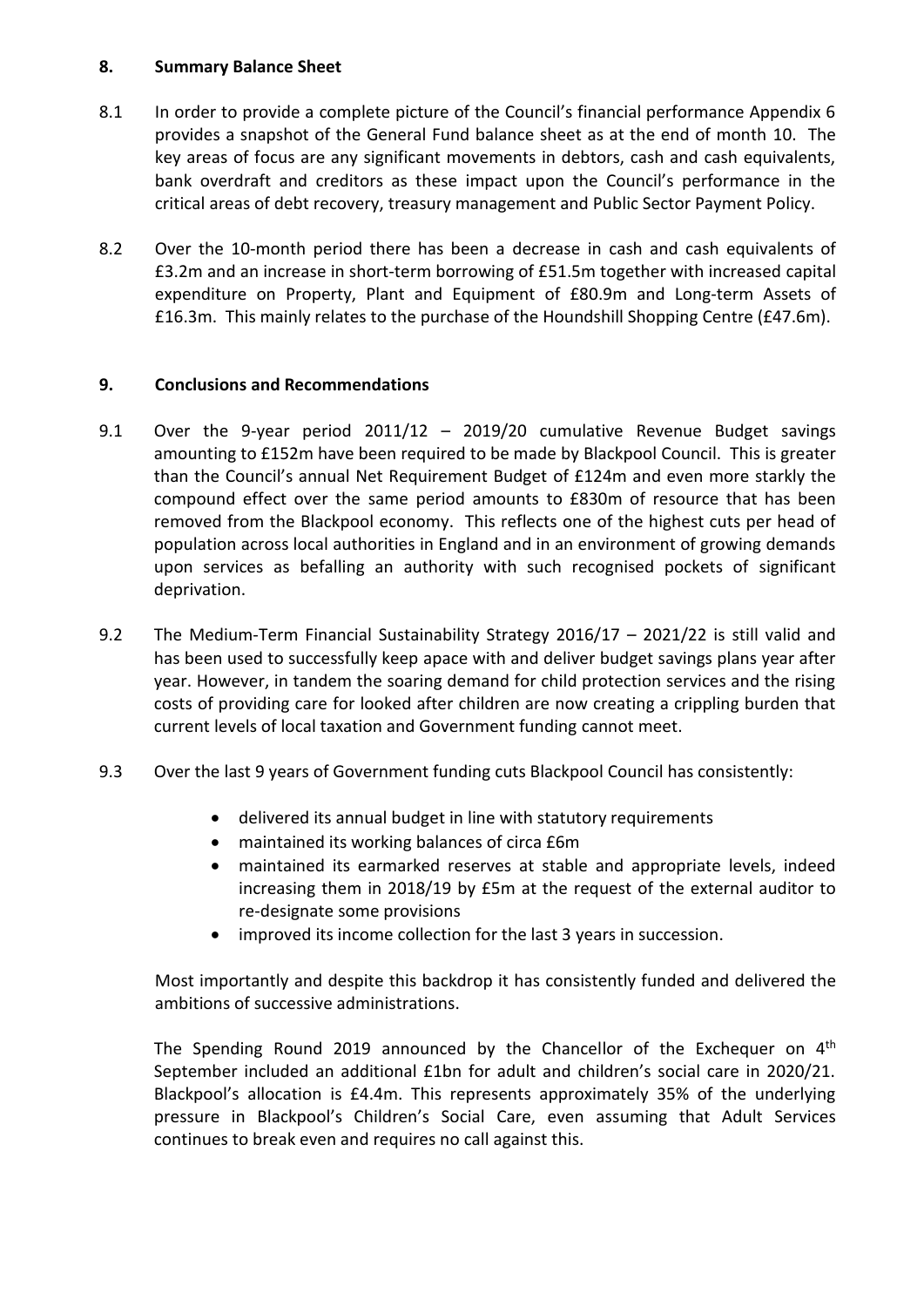## 8. Summary Balance Sheet

8.1 In order to provide a complete picture of the Council's financial performance Appendix 6 provides a snapshot of the General Fund balance sheet as at the end of month 10. The key areas of focus are any significant movements in debtors, cash and cash equivalents, bank overdraft and creditors as these impact upon the Council's performance in the critical areas of debt recovery, treasury management and Public Sector Payment Policy.

8.2 Over the 10-month period there has been a decrease in cash and cash equivalents of £3.2m and an increase in short-term borrowing of £51.5m together with increased capital expenditure on Property, Plant and Equipment of £80.9m and Long-term Assets of £16.3m. This mainly relates to the purchase of the Houndshill Shopping Centre (£47.6m).

## 9. Conclusions and Recommendations

9.1 Over the 9-year period 2011/12 – 2019/20 cumulative Revenue Budget savings amounting to £152m have been required to be made by Blackpool Council. This is greater than the Council's annual Net Requirement Budget of £124m and even more starkly the compound effect over the same period amounts to £830m of resource that has been removed from the Blackpool economy. This reflects one of the highest cuts per head of population across local authorities in England and in an environment of growing demands upon services as befalling an authority with such recognised pockets of significant deprivation.

9.2 The Medium-Term Financial Sustainability Strategy 2016/17 – 2021/22 is still valid and has been used to successfully keep apace with and deliver budget savings plans year after year. However, in tandem the soaring demand for child protection services and the rising costs of providing care for looked after children are now creating a crippling burden that current levels of local taxation and Government funding cannot meet.

9.3 Over the last 9 years of Government funding cuts Blackpool Council has consistently:

- delivered its annual budget in line with statutory requirements
- maintained its working balances of circa £6m
- maintained its earmarked reserves at stable and appropriate levels, indeed increasing them in 2018/19 by £5m at the request of the external auditor to re-designate some provisions
- improved its income collection for the last 3 years in succession.

Most importantly and despite this backdrop it has consistently funded and delivered the ambitions of successive administrations.

The Spending Round 2019 announced by the Chancellor of the Exchequer on 4th September included an additional £1bn for adult and children's social care in 2020/21. Blackpool's allocation is £4.4m. This represents approximately 35% of the underlying pressure in Blackpool's Children's Social Care, even assuming that Adult Services continues to break even and requires no call against this.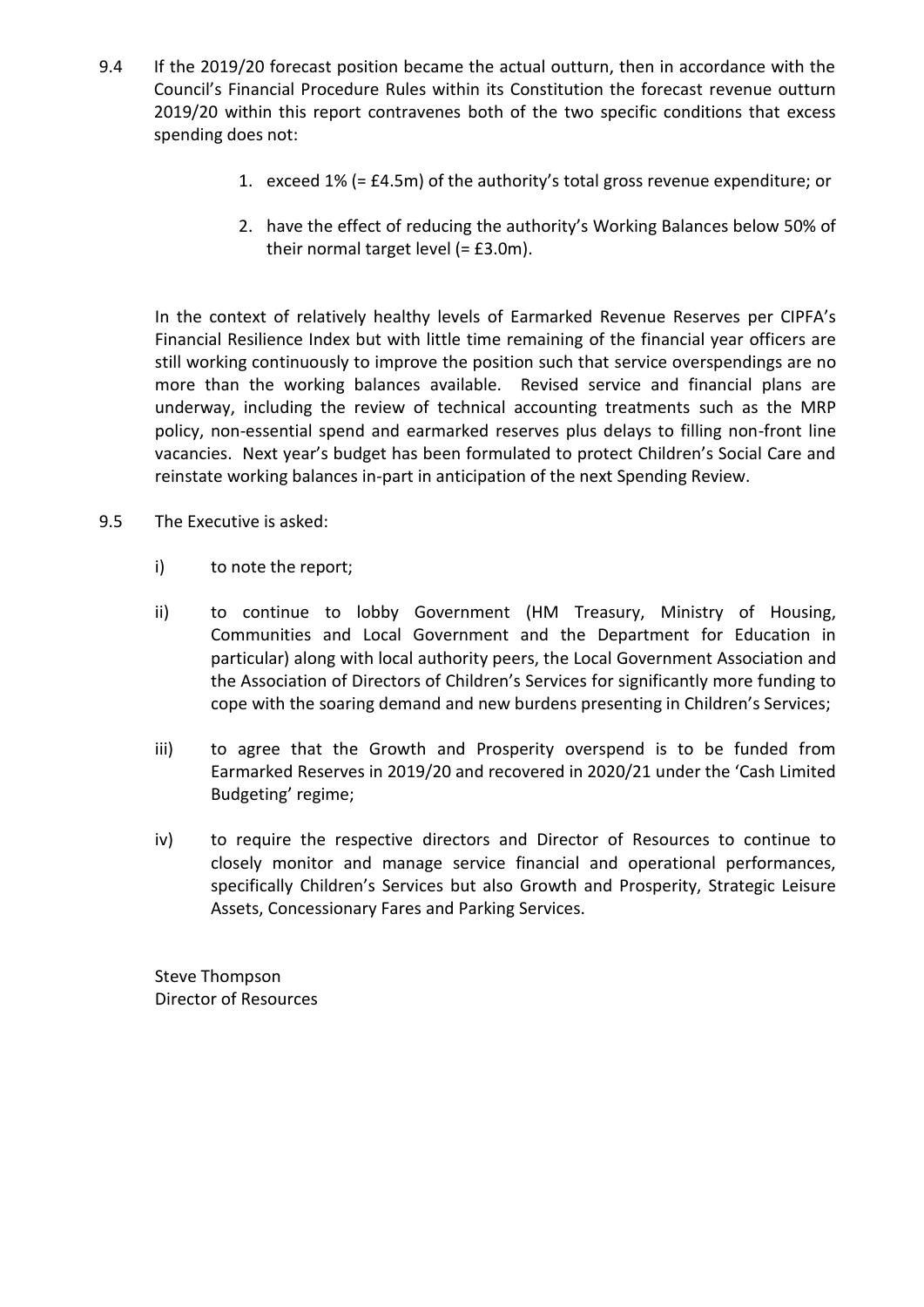9.4 If the 2019/20 forecast position became the actual outturn, then in accordance with the Council's Financial Procedure Rules within its Constitution the forecast revenue outturn 2019/20 within this report contravenes both of the two specific conditions that excess spending does not:

1. exceed 1% (= £4.5m) of the authority's total gross revenue expenditure; or
2. have the effect of reducing the authority's Working Balances below 50% of their normal target level (= £3.0m).

In the context of relatively healthy levels of Earmarked Revenue Reserves per CIPFA's Financial Resilience Index but with little time remaining of the financial year officers are still working continuously to improve the position such that service overspendings are no more than the working balances available. Revised service and financial plans are underway, including the review of technical accounting treatments such as the MRP policy, non-essential spend and earmarked reserves plus delays to filling non-front line vacancies. Next year's budget has been formulated to protect Children's Social Care and reinstate working balances in-part in anticipation of the next Spending Review.

9.5 The Executive is asked:

i) to note the report;

ii) to continue to lobby Government (HM Treasury, Ministry of Housing, Communities and Local Government and the Department for Education in particular) along with local authority peers, the Local Government Association and the Association of Directors of Children's Services for significantly more funding to cope with the soaring demand and new burdens presenting in Children's Services;

iii) to agree that the Growth and Prosperity overspend is to be funded from Earmarked Reserves in 2019/20 and recovered in 2020/21 under the 'Cash Limited Budgeting' regime;

iv) to require the respective directors and Director of Resources to continue to closely monitor and manage service financial and operational performances, specifically Children's Services but also Growth and Prosperity, Strategic Leisure Assets, Concessionary Fares and Parking Services.

Steve Thompson
Director of Resources